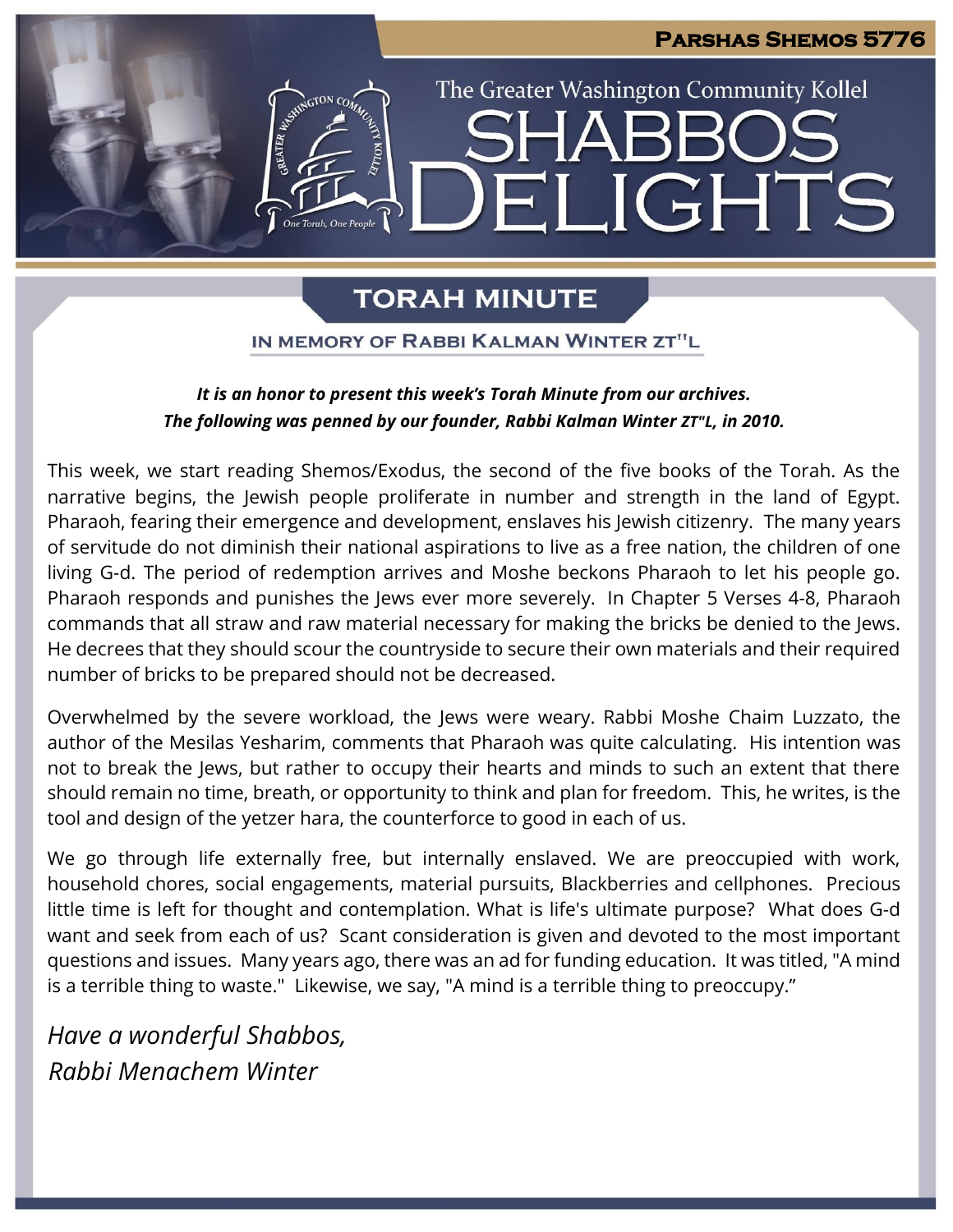**Parshas Shemos 5776**

The Greater Washington Community Kollel

# Shabbos Delights

## Torah Minute

### In Memory of Rabbi Kalman Winter zt"l

***It is an honor to present this week's Torah Minute from our archives.***
***The following was penned by our founder, Rabbi Kalman Winter zt"l, in 2010.***

This week, we start reading Shemos/Exodus, the second of the five books of the Torah. As the narrative begins, the Jewish people proliferate in number and strength in the land of Egypt. Pharaoh, fearing their emergence and development, enslaves his Jewish citizenry. The many years of servitude do not diminish their national aspirations to live as a free nation, the children of one living G-d. The period of redemption arrives and Moshe beckons Pharaoh to let his people go. Pharaoh responds and punishes the Jews ever more severely. In Chapter 5 Verses 4-8, Pharaoh commands that all straw and raw material necessary for making the bricks be denied to the Jews. He decrees that they should scour the countryside to secure their own materials and their required number of bricks to be prepared should not be decreased.

Overwhelmed by the severe workload, the Jews were weary. Rabbi Moshe Chaim Luzzato, the author of the Mesilas Yesharim, comments that Pharaoh was quite calculating. His intention was not to break the Jews, but rather to occupy their hearts and minds to such an extent that there should remain no time, breath, or opportunity to think and plan for freedom. This, he writes, is the tool and design of the yetzer hara, the counterforce to good in each of us.

We go through life externally free, but internally enslaved. We are preoccupied with work, household chores, social engagements, material pursuits, Blackberries and cellphones. Precious little time is left for thought and contemplation. What is life's ultimate purpose? What does G-d want and seek from each of us? Scant consideration is given and devoted to the most important questions and issues. Many years ago, there was an ad for funding education. It was titled, "A mind is a terrible thing to waste." Likewise, we say, "A mind is a terrible thing to preoccupy."

*Have a wonderful Shabbos,*
*Rabbi Menachem Winter*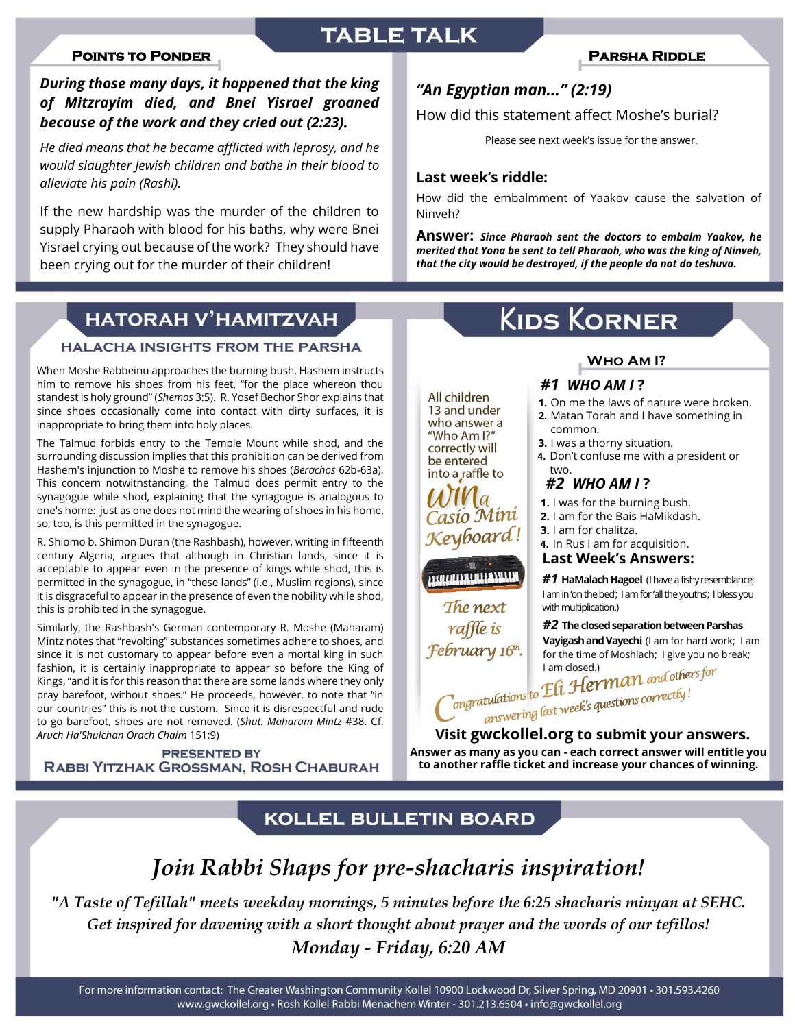# TABLE TALK

## Points to Ponder

***During those many days, it happened that the king of Mitzrayim died, and Bnei Yisrael groaned because of the work and they cried out (2:23).***

*He died means that he became afflicted with leprosy, and he would slaughter Jewish children and bathe in their blood to alleviate his pain (Rashi).*

If the new hardship was the murder of the children to supply Pharaoh with blood for his baths, why were Bnei Yisrael crying out because of the work? They should have been crying out for the murder of their children!

## Parsha Riddle

***"An Egyptian man..." (2:19)***

How did this statement affect Moshe's burial?

Please see next week's issue for the answer.

**Last week's riddle:**

How did the embalmment of Yaakov cause the salvation of Ninveh?

**Answer:** ***Since Pharaoh sent the doctors to embalm Yaakov, he merited that Yona be sent to tell Pharaoh, who was the king of Ninveh, that the city would be destroyed, if the people do not do teshuva.***

# HATORAH V'HAMITZVAH

## HALACHA INSIGHTS FROM THE PARSHA

When Moshe Rabbeinu approaches the burning bush, Hashem instructs him to remove his shoes from his feet, "for the place whereon thou standest is holy ground" (*Shemos* 3:5). R. Yosef Bechor Shor explains that since shoes occasionally come into contact with dirty surfaces, it is inappropriate to bring them into holy places.

The Talmud forbids entry to the Temple Mount while shod, and the surrounding discussion implies that this prohibition can be derived from Hashem's injunction to Moshe to remove his shoes (*Berachos* 62b-63a). This concern notwithstanding, the Talmud does permit entry to the synagogue while shod, explaining that the synagogue is analogous to one's home: just as one does not mind the wearing of shoes in his home, so, too, is this permitted in the synagogue.

R. Shlomo b. Shimon Duran (the Rashbash), however, writing in fifteenth century Algeria, argues that although in Christian lands, since it is acceptable to appear even in the presence of kings while shod, this is permitted in the synagogue, in "these lands" (i.e., Muslim regions), since it is disgraceful to appear in the presence of even the nobility while shod, this is prohibited in the synagogue.

Similarly, the Rashbash's German contemporary R. Moshe (Maharam) Mintz notes that "revolting" substances sometimes adhere to shoes, and since it is not customary to appear before even a mortal king in such fashion, it is certainly inappropriate to appear so before the King of Kings, "and it is for this reason that there are some lands where they only pray barefoot, without shoes." He proceeds, however, to note that "in our countries" this is not the custom. Since it is disrespectful and rude to go barefoot, shoes are not removed. (*Shut. Maharam Mintz* #38. Cf. *Aruch Ha'Shulchan Orach Chaim* 151:9)

PRESENTED BY
RABBI YITZHAK GROSSMAN, ROSH CHABURAH

# KIDS KORNER

All children 13 and under who answer a "Who Am I?" correctly will be entered into a raffle to *Win a Casio Mini Keyboard!*

*The next raffle is February 16th.*

## Who Am I?

### #1 WHO AM I?

1. On me the laws of nature were broken.
2. Matan Torah and I have something in common.
3. I was a thorny situation.
4. Don't confuse me with a president or two.

### #2 WHO AM I?

1. I was for the burning bush.
2. I am for the Bais HaMikdash.
3. I am for chalitza.
4. In Rus I am for acquisition.

### Last Week's Answers:

**#1 HaMalach Hagoel** (I have a fishy resemblance; I am in 'on the bed'; I am for 'all the youths'; I bless you with multiplication.)

**#2 The closed separation between Parshas Vayigash and Vayechi** (I am for hard work; I am for the time of Moshiach; I give you no break; I am closed.)

*Congratulations to Eli Herman and others for answering last week's questions correctly!*

**Visit gwckollel.org to submit your answers.**

**Answer as many as you can - each correct answer will entitle you to another raffle ticket and increase your chances of winning.**

# KOLLEL BULLETIN BOARD

## *Join Rabbi Shaps for pre-shacharis inspiration!*

*"A Taste of Tefillah" meets weekday mornings, 5 minutes before the 6:25 shacharis minyan at SEHC. Get inspired for davening with a short thought about prayer and the words of our tefillos!*

*Monday - Friday, 6:20 AM*

For more information contact: The Greater Washington Community Kollel 10900 Lockwood Dr, Silver Spring, MD 20901 • 301.593.4260
www.gwckollel.org • Rosh Kollel Rabbi Menachem Winter - 301.213.6504 • info@gwckollel.org